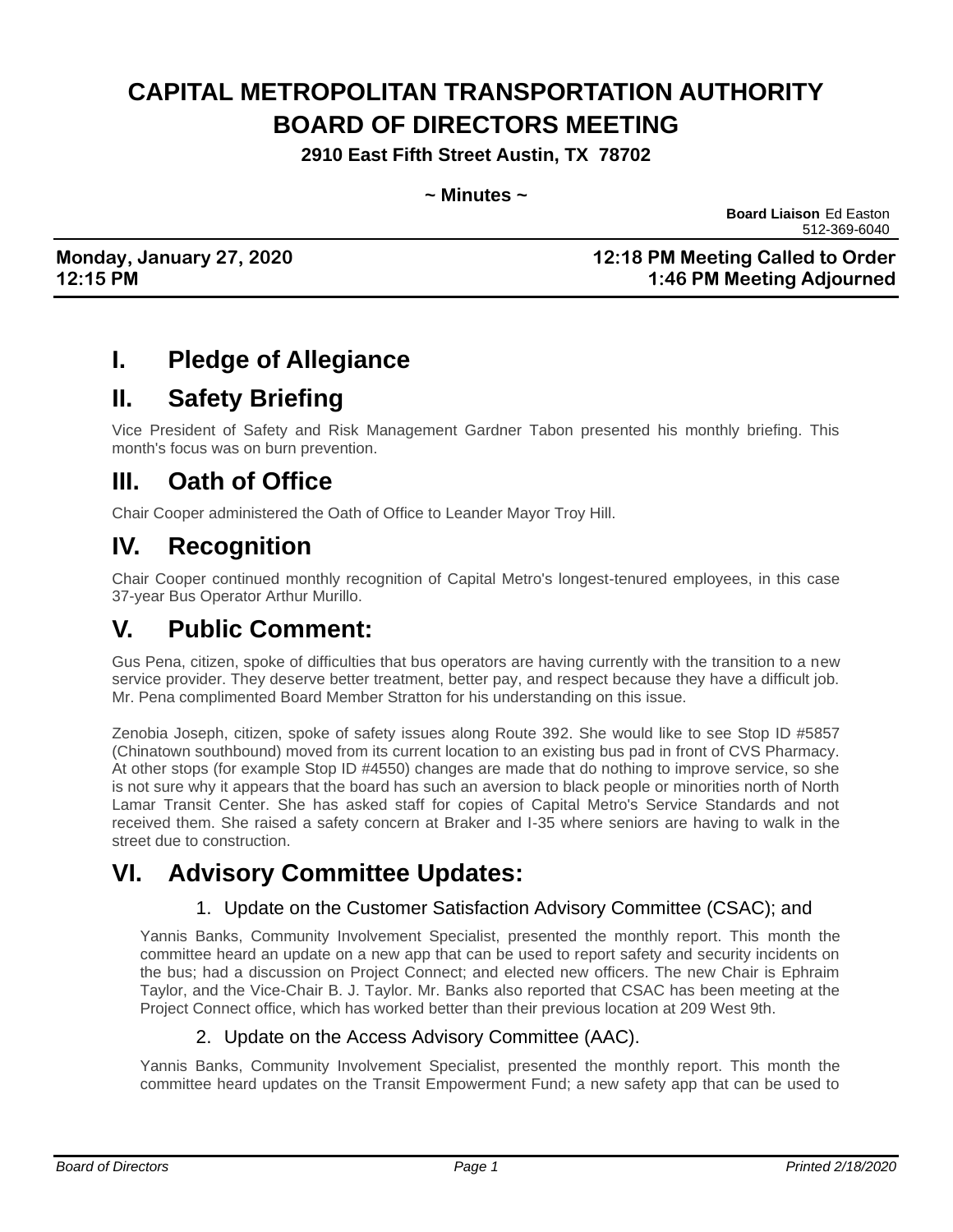# CAPITAL METROPOLITAN TRANSPORTATION AUTHORITY BOARD OF DIRECTORS MEETING

**2910 East Fifth Street Austin, TX 78702**

**~ Minutes ~**

**Board Liaison** Ed Easton
512-369-6040

**Monday, January 27, 2020** **12:18 PM Meeting Called to Order**
**12:15 PM** **1:46 PM Meeting Adjourned**

## I. Pledge of Allegiance

## II. Safety Briefing

Vice President of Safety and Risk Management Gardner Tabon presented his monthly briefing. This month's focus was on burn prevention.

## III. Oath of Office

Chair Cooper administered the Oath of Office to Leander Mayor Troy Hill.

## IV. Recognition

Chair Cooper continued monthly recognition of Capital Metro's longest-tenured employees, in this case 37-year Bus Operator Arthur Murillo.

## V. Public Comment:

Gus Pena, citizen, spoke of difficulties that bus operators are having currently with the transition to a new service provider. They deserve better treatment, better pay, and respect because they have a difficult job. Mr. Pena complimented Board Member Stratton for his understanding on this issue.

Zenobia Joseph, citizen, spoke of safety issues along Route 392. She would like to see Stop ID #5857 (Chinatown southbound) moved from its current location to an existing bus pad in front of CVS Pharmacy. At other stops (for example Stop ID #4550) changes are made that do nothing to improve service, so she is not sure why it appears that the board has such an aversion to black people or minorities north of North Lamar Transit Center. She has asked staff for copies of Capital Metro's Service Standards and not received them. She raised a safety concern at Braker and I-35 where seniors are having to walk in the street due to construction.

## VI. Advisory Committee Updates:

### 1. Update on the Customer Satisfaction Advisory Committee (CSAC); and

Yannis Banks, Community Involvement Specialist, presented the monthly report. This month the committee heard an update on a new app that can be used to report safety and security incidents on the bus; had a discussion on Project Connect; and elected new officers. The new Chair is Ephraim Taylor, and the Vice-Chair B. J. Taylor. Mr. Banks also reported that CSAC has been meeting at the Project Connect office, which has worked better than their previous location at 209 West 9th.

### 2. Update on the Access Advisory Committee (AAC).

Yannis Banks, Community Involvement Specialist, presented the monthly report. This month the committee heard updates on the Transit Empowerment Fund; a new safety app that can be used to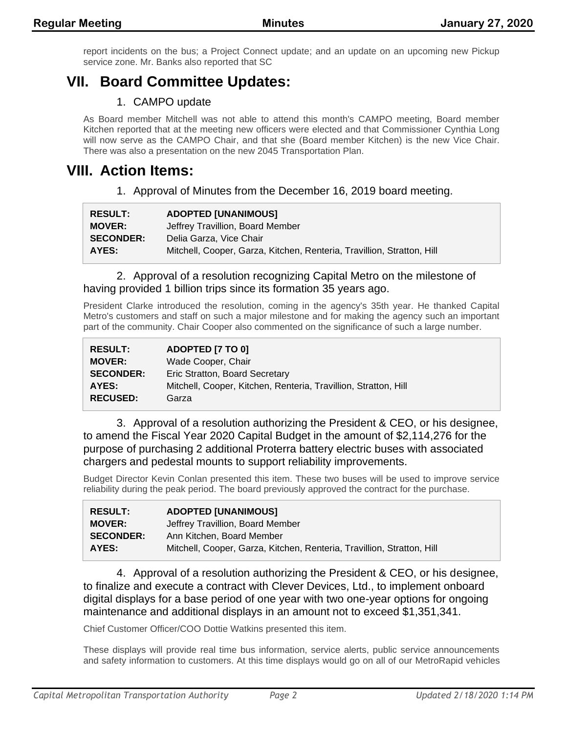report incidents on the bus; a Project Connect update; and an update on an upcoming new Pickup service zone. Mr. Banks also reported that SC

# VII. Board Committee Updates:

## 1. CAMPO update

As Board member Mitchell was not able to attend this month's CAMPO meeting, Board member Kitchen reported that at the meeting new officers were elected and that Commissioner Cynthia Long will now serve as the CAMPO Chair, and that she (Board member Kitchen) is the new Vice Chair. There was also a presentation on the new 2045 Transportation Plan.

# VIII. Action Items:

## 1. Approval of Minutes from the December 16, 2019 board meeting.

| | |
|---|---|
| **RESULT:** | **ADOPTED [UNANIMOUS]** |
| **MOVER:** | Jeffrey Travillion, Board Member |
| **SECONDER:** | Delia Garza, Vice Chair |
| **AYES:** | Mitchell, Cooper, Garza, Kitchen, Renteria, Travillion, Stratton, Hill |

## 2. Approval of a resolution recognizing Capital Metro on the milestone of having provided 1 billion trips since its formation 35 years ago.

President Clarke introduced the resolution, coming in the agency's 35th year. He thanked Capital Metro's customers and staff on such a major milestone and for making the agency such an important part of the community. Chair Cooper also commented on the significance of such a large number.

| | |
|---|---|
| **RESULT:** | **ADOPTED [7 TO 0]** |
| **MOVER:** | Wade Cooper, Chair |
| **SECONDER:** | Eric Stratton, Board Secretary |
| **AYES:** | Mitchell, Cooper, Kitchen, Renteria, Travillion, Stratton, Hill |
| **RECUSED:** | Garza |

## 3. Approval of a resolution authorizing the President & CEO, or his designee, to amend the Fiscal Year 2020 Capital Budget in the amount of $2,114,276 for the purpose of purchasing 2 additional Proterra battery electric buses with associated chargers and pedestal mounts to support reliability improvements.

Budget Director Kevin Conlan presented this item. These two buses will be used to improve service reliability during the peak period. The board previously approved the contract for the purchase.

| | |
|---|---|
| **RESULT:** | **ADOPTED [UNANIMOUS]** |
| **MOVER:** | Jeffrey Travillion, Board Member |
| **SECONDER:** | Ann Kitchen, Board Member |
| **AYES:** | Mitchell, Cooper, Garza, Kitchen, Renteria, Travillion, Stratton, Hill |

## 4. Approval of a resolution authorizing the President & CEO, or his designee, to finalize and execute a contract with Clever Devices, Ltd., to implement onboard digital displays for a base period of one year with two one-year options for ongoing maintenance and additional displays in an amount not to exceed $1,351,341.

Chief Customer Officer/COO Dottie Watkins presented this item.

These displays will provide real time bus information, service alerts, public service announcements and safety information to customers. At this time displays would go on all of our MetroRapid vehicles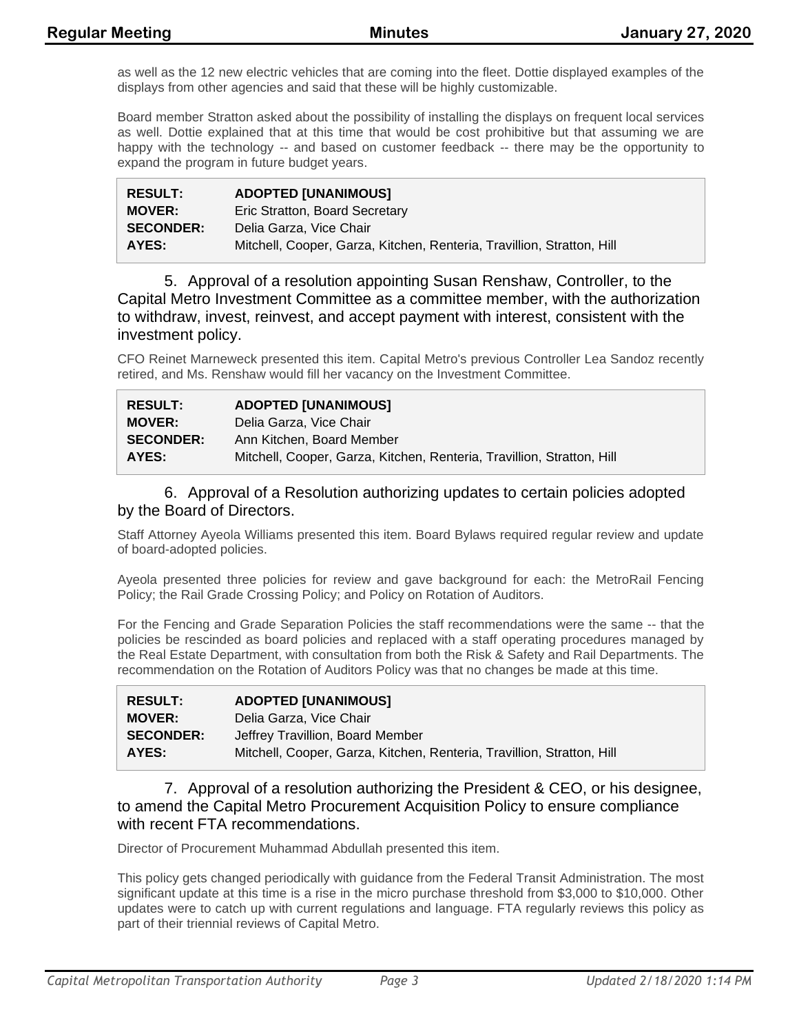as well as the 12 new electric vehicles that are coming into the fleet. Dottie displayed examples of the displays from other agencies and said that these will be highly customizable.

Board member Stratton asked about the possibility of installing the displays on frequent local services as well. Dottie explained that at this time that would be cost prohibitive but that assuming we are happy with the technology -- and based on customer feedback -- there may be the opportunity to expand the program in future budget years.

| | |
|---|---|
| **RESULT:** | **ADOPTED [UNANIMOUS]** |
| **MOVER:** | Eric Stratton, Board Secretary |
| **SECONDER:** | Delia Garza, Vice Chair |
| **AYES:** | Mitchell, Cooper, Garza, Kitchen, Renteria, Travillion, Stratton, Hill |

### 5. Approval of a resolution appointing Susan Renshaw, Controller, to the Capital Metro Investment Committee as a committee member, with the authorization to withdraw, invest, reinvest, and accept payment with interest, consistent with the investment policy.

CFO Reinet Marneweck presented this item. Capital Metro's previous Controller Lea Sandoz recently retired, and Ms. Renshaw would fill her vacancy on the Investment Committee.

| | |
|---|---|
| **RESULT:** | **ADOPTED [UNANIMOUS]** |
| **MOVER:** | Delia Garza, Vice Chair |
| **SECONDER:** | Ann Kitchen, Board Member |
| **AYES:** | Mitchell, Cooper, Garza, Kitchen, Renteria, Travillion, Stratton, Hill |

### 6. Approval of a Resolution authorizing updates to certain policies adopted by the Board of Directors.

Staff Attorney Ayeola Williams presented this item. Board Bylaws required regular review and update of board-adopted policies.

Ayeola presented three policies for review and gave background for each: the MetroRail Fencing Policy; the Rail Grade Crossing Policy; and Policy on Rotation of Auditors.

For the Fencing and Grade Separation Policies the staff recommendations were the same -- that the policies be rescinded as board policies and replaced with a staff operating procedures managed by the Real Estate Department, with consultation from both the Risk & Safety and Rail Departments. The recommendation on the Rotation of Auditors Policy was that no changes be made at this time.

| | |
|---|---|
| **RESULT:** | **ADOPTED [UNANIMOUS]** |
| **MOVER:** | Delia Garza, Vice Chair |
| **SECONDER:** | Jeffrey Travillion, Board Member |
| **AYES:** | Mitchell, Cooper, Garza, Kitchen, Renteria, Travillion, Stratton, Hill |

### 7. Approval of a resolution authorizing the President & CEO, or his designee, to amend the Capital Metro Procurement Acquisition Policy to ensure compliance with recent FTA recommendations.

Director of Procurement Muhammad Abdullah presented this item.

This policy gets changed periodically with guidance from the Federal Transit Administration. The most significant update at this time is a rise in the micro purchase threshold from $3,000 to $10,000. Other updates were to catch up with current regulations and language. FTA regularly reviews this policy as part of their triennial reviews of Capital Metro.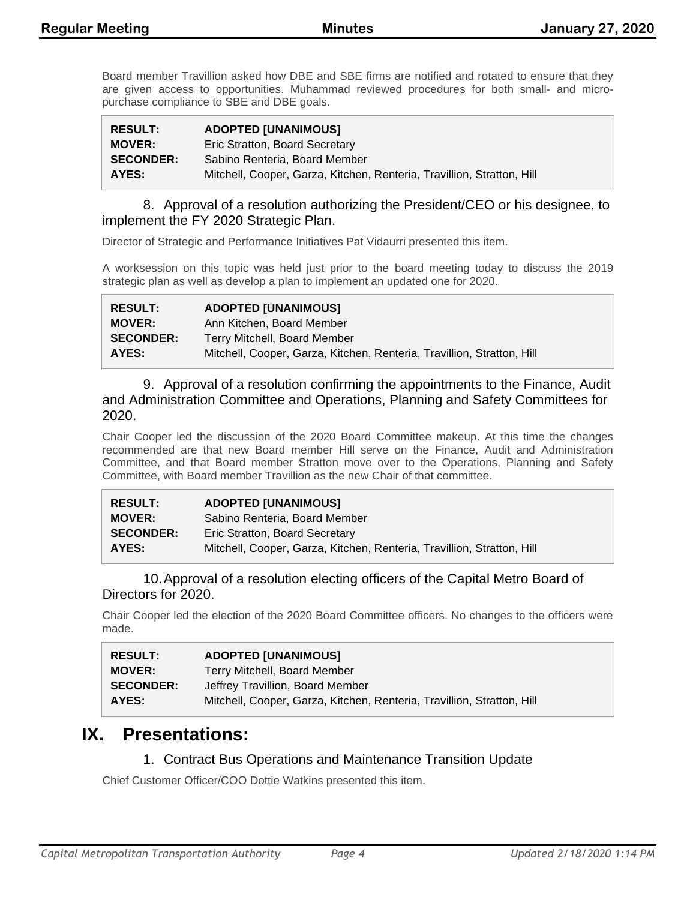Board member Travillion asked how DBE and SBE firms are notified and rotated to ensure that they are given access to opportunities. Muhammad reviewed procedures for both small- and micro-purchase compliance to SBE and DBE goals.

| | |
|---|---|
| **RESULT:** | **ADOPTED [UNANIMOUS]** |
| **MOVER:** | Eric Stratton, Board Secretary |
| **SECONDER:** | Sabino Renteria, Board Member |
| **AYES:** | Mitchell, Cooper, Garza, Kitchen, Renteria, Travillion, Stratton, Hill |

### 8. Approval of a resolution authorizing the President/CEO or his designee, to implement the FY 2020 Strategic Plan.

Director of Strategic and Performance Initiatives Pat Vidaurri presented this item.

A worksession on this topic was held just prior to the board meeting today to discuss the 2019 strategic plan as well as develop a plan to implement an updated one for 2020.

| | |
|---|---|
| **RESULT:** | **ADOPTED [UNANIMOUS]** |
| **MOVER:** | Ann Kitchen, Board Member |
| **SECONDER:** | Terry Mitchell, Board Member |
| **AYES:** | Mitchell, Cooper, Garza, Kitchen, Renteria, Travillion, Stratton, Hill |

### 9. Approval of a resolution confirming the appointments to the Finance, Audit and Administration Committee and Operations, Planning and Safety Committees for 2020.

Chair Cooper led the discussion of the 2020 Board Committee makeup. At this time the changes recommended are that new Board member Hill serve on the Finance, Audit and Administration Committee, and that Board member Stratton move over to the Operations, Planning and Safety Committee, with Board member Travillion as the new Chair of that committee.

| | |
|---|---|
| **RESULT:** | **ADOPTED [UNANIMOUS]** |
| **MOVER:** | Sabino Renteria, Board Member |
| **SECONDER:** | Eric Stratton, Board Secretary |
| **AYES:** | Mitchell, Cooper, Garza, Kitchen, Renteria, Travillion, Stratton, Hill |

### 10. Approval of a resolution electing officers of the Capital Metro Board of Directors for 2020.

Chair Cooper led the election of the 2020 Board Committee officers. No changes to the officers were made.

| | |
|---|---|
| **RESULT:** | **ADOPTED [UNANIMOUS]** |
| **MOVER:** | Terry Mitchell, Board Member |
| **SECONDER:** | Jeffrey Travillion, Board Member |
| **AYES:** | Mitchell, Cooper, Garza, Kitchen, Renteria, Travillion, Stratton, Hill |

# IX. Presentations:

### 1. Contract Bus Operations and Maintenance Transition Update

Chief Customer Officer/COO Dottie Watkins presented this item.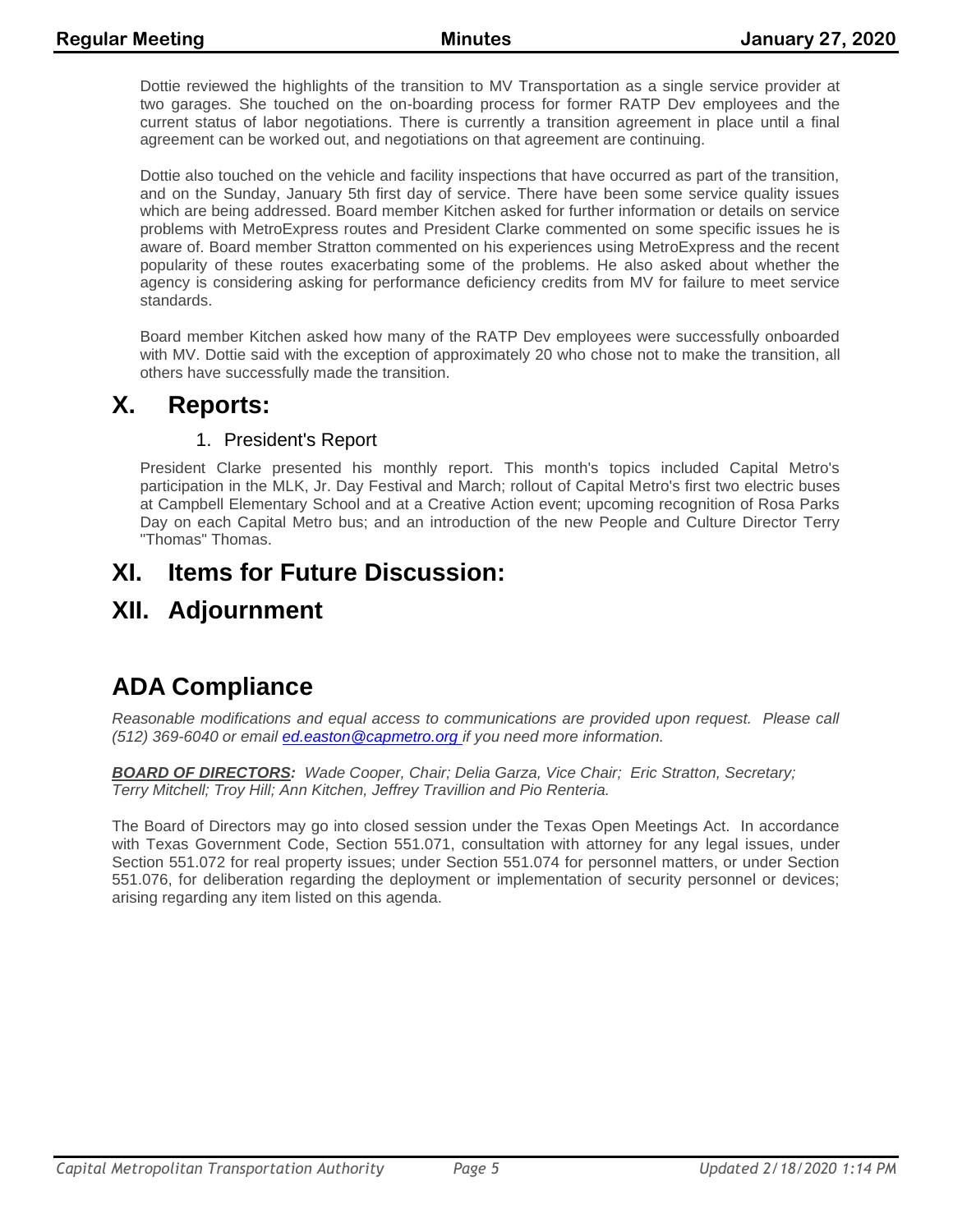Dottie reviewed the highlights of the transition to MV Transportation as a single service provider at two garages. She touched on the on-boarding process for former RATP Dev employees and the current status of labor negotiations. There is currently a transition agreement in place until a final agreement can be worked out, and negotiations on that agreement are continuing.

Dottie also touched on the vehicle and facility inspections that have occurred as part of the transition, and on the Sunday, January 5th first day of service. There have been some service quality issues which are being addressed. Board member Kitchen asked for further information or details on service problems with MetroExpress routes and President Clarke commented on some specific issues he is aware of. Board member Stratton commented on his experiences using MetroExpress and the recent popularity of these routes exacerbating some of the problems. He also asked about whether the agency is considering asking for performance deficiency credits from MV for failure to meet service standards.

Board member Kitchen asked how many of the RATP Dev employees were successfully onboarded with MV. Dottie said with the exception of approximately 20 who chose not to make the transition, all others have successfully made the transition.

# X. Reports:

1. President's Report

President Clarke presented his monthly report. This month's topics included Capital Metro's participation in the MLK, Jr. Day Festival and March; rollout of Capital Metro's first two electric buses at Campbell Elementary School and at a Creative Action event; upcoming recognition of Rosa Parks Day on each Capital Metro bus; and an introduction of the new People and Culture Director Terry "Thomas" Thomas.

# XI. Items for Future Discussion:

# XII. Adjournment

# ADA Compliance

*Reasonable modifications and equal access to communications are provided upon request. Please call (512) 369-6040 or email ed.easton@capmetro.org if you need more information.*

***BOARD OF DIRECTORS:*** *Wade Cooper, Chair; Delia Garza, Vice Chair; Eric Stratton, Secretary; Terry Mitchell; Troy Hill; Ann Kitchen, Jeffrey Travillion and Pio Renteria.*

The Board of Directors may go into closed session under the Texas Open Meetings Act. In accordance with Texas Government Code, Section 551.071, consultation with attorney for any legal issues, under Section 551.072 for real property issues; under Section 551.074 for personnel matters, or under Section 551.076, for deliberation regarding the deployment or implementation of security personnel or devices; arising regarding any item listed on this agenda.